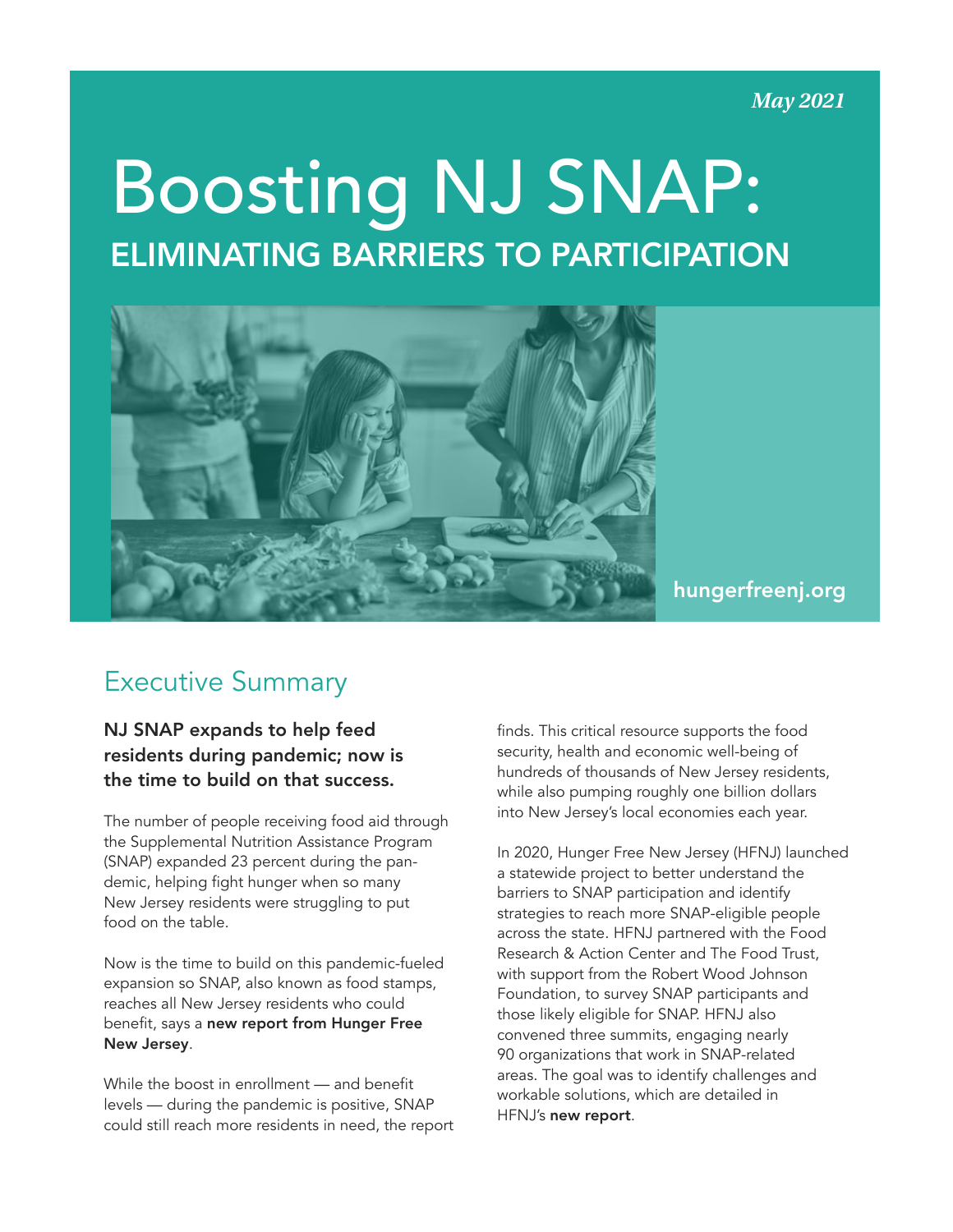*May 2021*

# Boosting NJ SNAP:

## ELIMINATING BARRIERS TO PARTICIPATION

hungerfreenj.org

## Executive Summary

**NJ SNAP expands to help feed residents during pandemic; now is the time to build on that success.**

The number of people receiving food aid through the Supplemental Nutrition Assistance Program (SNAP) expanded 23 percent during the pandemic, helping fight hunger when so many New Jersey residents were struggling to put food on the table.

Now is the time to build on this pandemic-fueled expansion so SNAP, also known as food stamps, reaches all New Jersey residents who could benefit, says a **new report from Hunger Free New Jersey**.

While the boost in enrollment — and benefit levels — during the pandemic is positive, SNAP could still reach more residents in need, the report finds. This critical resource supports the food security, health and economic well-being of hundreds of thousands of New Jersey residents, while also pumping roughly one billion dollars into New Jersey's local economies each year.

In 2020, Hunger Free New Jersey (HFNJ) launched a statewide project to better understand the barriers to SNAP participation and identify strategies to reach more SNAP-eligible people across the state. HFNJ partnered with the Food Research & Action Center and The Food Trust, with support from the Robert Wood Johnson Foundation, to survey SNAP participants and those likely eligible for SNAP. HFNJ also convened three summits, engaging nearly 90 organizations that work in SNAP-related areas. The goal was to identify challenges and workable solutions, which are detailed in HFNJ's **new report**.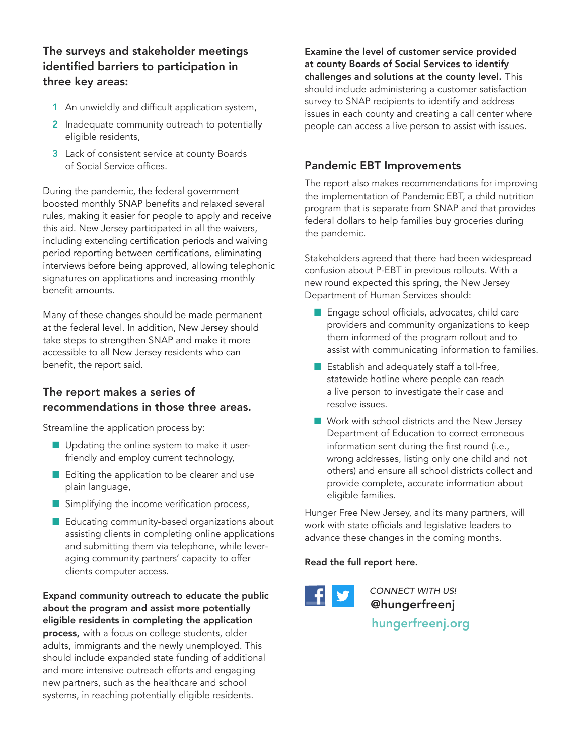### The surveys and stakeholder meetings identified barriers to participation in three key areas:

1. An unwieldy and difficult application system,
2. Inadequate community outreach to potentially eligible residents,
3. Lack of consistent service at county Boards of Social Service offices.

During the pandemic, the federal government boosted monthly SNAP benefits and relaxed several rules, making it easier for people to apply and receive this aid. New Jersey participated in all the waivers, including extending certification periods and waiving period reporting between certifications, eliminating interviews before being approved, allowing telephonic signatures on applications and increasing monthly benefit amounts.

Many of these changes should be made permanent at the federal level. In addition, New Jersey should take steps to strengthen SNAP and make it more accessible to all New Jersey residents who can benefit, the report said.

### The report makes a series of recommendations in those three areas.

Streamline the application process by:

- Updating the online system to make it user-friendly and employ current technology,
- Editing the application to be clearer and use plain language,
- Simplifying the income verification process,
- Educating community-based organizations about assisting clients in completing online applications and submitting them via telephone, while leveraging community partners' capacity to offer clients computer access.

**Expand community outreach to educate the public about the program and assist more potentially eligible residents in completing the application process,** with a focus on college students, older adults, immigrants and the newly unemployed. This should include expanded state funding of additional and more intensive outreach efforts and engaging new partners, such as the healthcare and school systems, in reaching potentially eligible residents.

**Examine the level of customer service provided at county Boards of Social Services to identify challenges and solutions at the county level.** This should include administering a customer satisfaction survey to SNAP recipients to identify and address issues in each county and creating a call center where people can access a live person to assist with issues.

### Pandemic EBT Improvements

The report also makes recommendations for improving the implementation of Pandemic EBT, a child nutrition program that is separate from SNAP and that provides federal dollars to help families buy groceries during the pandemic.

Stakeholders agreed that there had been widespread confusion about P-EBT in previous rollouts. With a new round expected this spring, the New Jersey Department of Human Services should:

- Engage school officials, advocates, child care providers and community organizations to keep them informed of the program rollout and to assist with communicating information to families.
- Establish and adequately staff a toll-free, statewide hotline where people can reach a live person to investigate their case and resolve issues.
- Work with school districts and the New Jersey Department of Education to correct erroneous information sent during the first round (i.e., wrong addresses, listing only one child and not others) and ensure all school districts collect and provide complete, accurate information about eligible families.

Hunger Free New Jersey, and its many partners, will work with state officials and legislative leaders to advance these changes in the coming months.

**Read the full report here.**

*CONNECT WITH US!*
**@hungerfreenj**
hungerfreenj.org